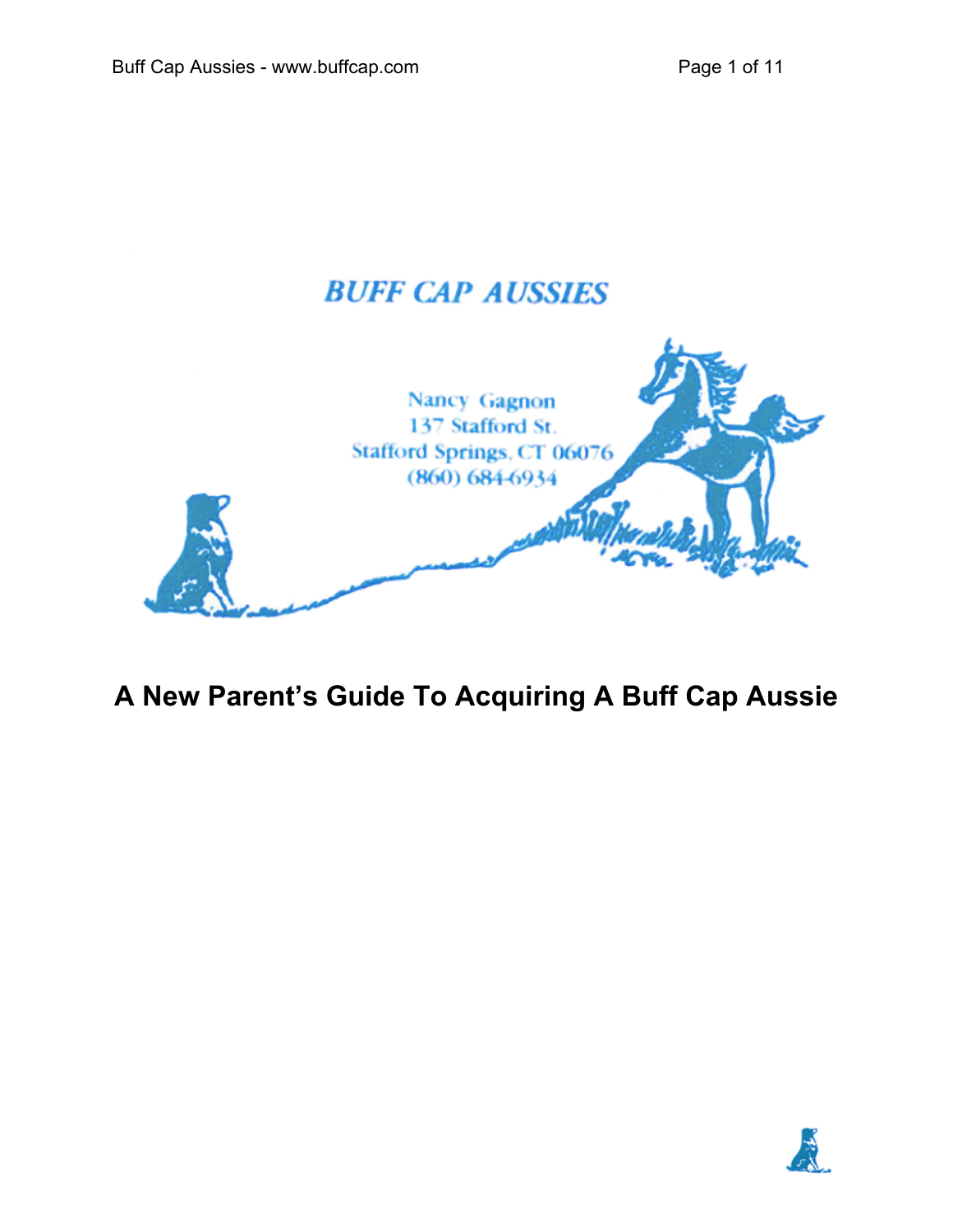**BUFF CAP AUSSIES**

Nancy Gagnon
137 Stafford St.
Stafford Springs, CT 06076
(860) 684-6934

# A New Parent's Guide To Acquiring A Buff Cap Aussie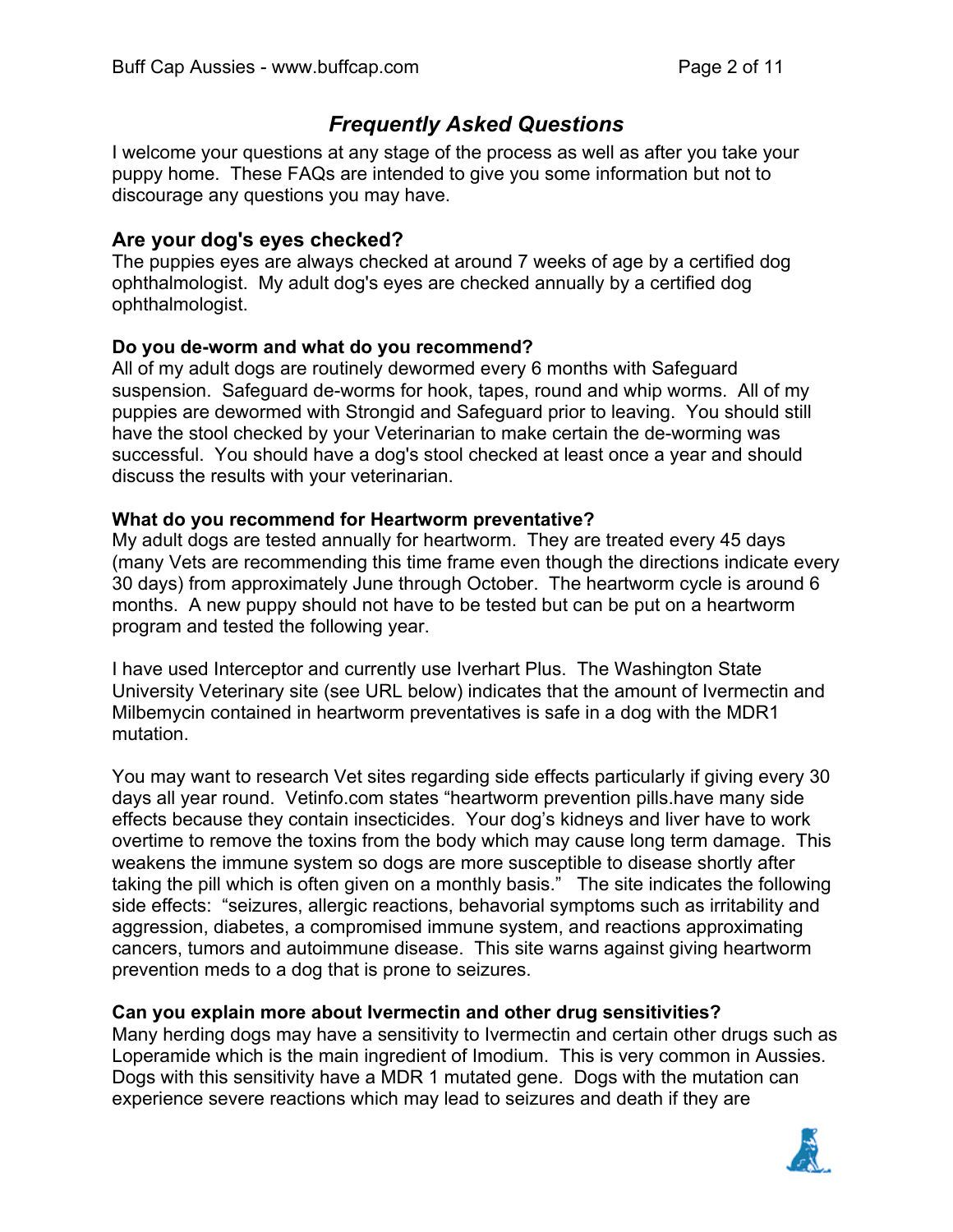## *Frequently Asked Questions*

I welcome your questions at any stage of the process as well as after you take your puppy home. These FAQs are intended to give you some information but not to discourage any questions you may have.

### Are your dog's eyes checked?

The puppies eyes are always checked at around 7 weeks of age by a certified dog ophthalmologist. My adult dog's eyes are checked annually by a certified dog ophthalmologist.

**Do you de-worm and what do you recommend?**

All of my adult dogs are routinely dewormed every 6 months with Safeguard suspension. Safeguard de-worms for hook, tapes, round and whip worms. All of my puppies are dewormed with Strongid and Safeguard prior to leaving. You should still have the stool checked by your Veterinarian to make certain the de-worming was successful. You should have a dog's stool checked at least once a year and should discuss the results with your veterinarian.

**What do you recommend for Heartworm preventative?**

My adult dogs are tested annually for heartworm. They are treated every 45 days (many Vets are recommending this time frame even though the directions indicate every 30 days) from approximately June through October. The heartworm cycle is around 6 months. A new puppy should not have to be tested but can be put on a heartworm program and tested the following year.

I have used Interceptor and currently use Iverhart Plus. The Washington State University Veterinary site (see URL below) indicates that the amount of Ivermectin and Milbemycin contained in heartworm preventatives is safe in a dog with the MDR1 mutation.

You may want to research Vet sites regarding side effects particularly if giving every 30 days all year round. Vetinfo.com states "heartworm prevention pills.have many side effects because they contain insecticides. Your dog's kidneys and liver have to work overtime to remove the toxins from the body which may cause long term damage. This weakens the immune system so dogs are more susceptible to disease shortly after taking the pill which is often given on a monthly basis." The site indicates the following side effects: "seizures, allergic reactions, behavorial symptoms such as irritability and aggression, diabetes, a compromised immune system, and reactions approximating cancers, tumors and autoimmune disease. This site warns against giving heartworm prevention meds to a dog that is prone to seizures.

**Can you explain more about Ivermectin and other drug sensitivities?**

Many herding dogs may have a sensitivity to Ivermectin and certain other drugs such as Loperamide which is the main ingredient of Imodium. This is very common in Aussies. Dogs with this sensitivity have a MDR 1 mutated gene. Dogs with the mutation can experience severe reactions which may lead to seizures and death if they are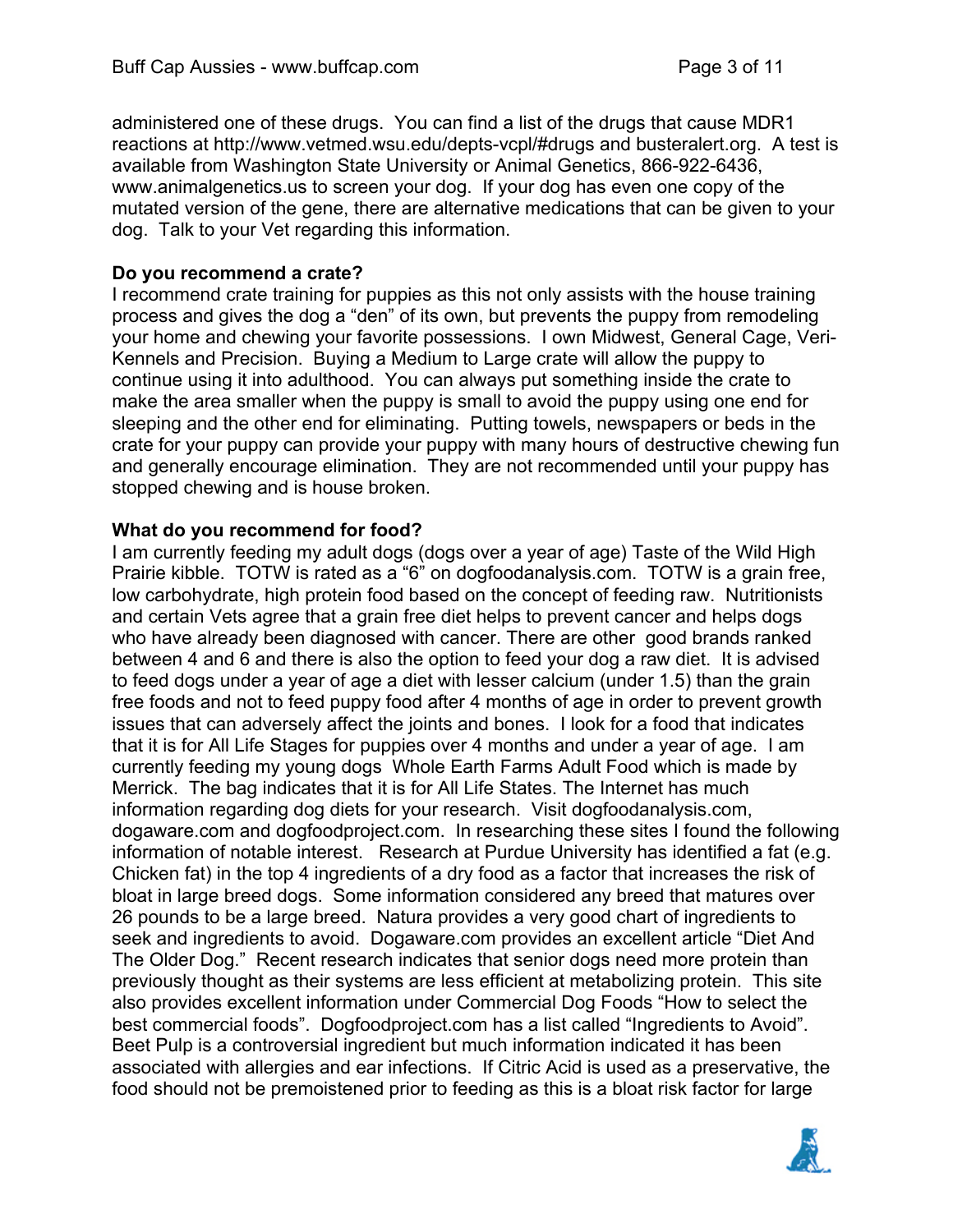administered one of these drugs. You can find a list of the drugs that cause MDR1 reactions at http://www.vetmed.wsu.edu/depts-vcpl/#drugs and busteralert.org. A test is available from Washington State University or Animal Genetics, 866-922-6436, www.animalgenetics.us to screen your dog. If your dog has even one copy of the mutated version of the gene, there are alternative medications that can be given to your dog. Talk to your Vet regarding this information.

**Do you recommend a crate?**

I recommend crate training for puppies as this not only assists with the house training process and gives the dog a "den" of its own, but prevents the puppy from remodeling your home and chewing your favorite possessions. I own Midwest, General Cage, Veri-Kennels and Precision. Buying a Medium to Large crate will allow the puppy to continue using it into adulthood. You can always put something inside the crate to make the area smaller when the puppy is small to avoid the puppy using one end for sleeping and the other end for eliminating. Putting towels, newspapers or beds in the crate for your puppy can provide your puppy with many hours of destructive chewing fun and generally encourage elimination. They are not recommended until your puppy has stopped chewing and is house broken.

**What do you recommend for food?**

I am currently feeding my adult dogs (dogs over a year of age) Taste of the Wild High Prairie kibble. TOTW is rated as a "6" on dogfoodanalysis.com. TOTW is a grain free, low carbohydrate, high protein food based on the concept of feeding raw. Nutritionists and certain Vets agree that a grain free diet helps to prevent cancer and helps dogs who have already been diagnosed with cancer. There are other good brands ranked between 4 and 6 and there is also the option to feed your dog a raw diet. It is advised to feed dogs under a year of age a diet with lesser calcium (under 1.5) than the grain free foods and not to feed puppy food after 4 months of age in order to prevent growth issues that can adversely affect the joints and bones. I look for a food that indicates that it is for All Life Stages for puppies over 4 months and under a year of age. I am currently feeding my young dogs Whole Earth Farms Adult Food which is made by Merrick. The bag indicates that it is for All Life States. The Internet has much information regarding dog diets for your research. Visit dogfoodanalysis.com, dogaware.com and dogfoodproject.com. In researching these sites I found the following information of notable interest. Research at Purdue University has identified a fat (e.g. Chicken fat) in the top 4 ingredients of a dry food as a factor that increases the risk of bloat in large breed dogs. Some information considered any breed that matures over 26 pounds to be a large breed. Natura provides a very good chart of ingredients to seek and ingredients to avoid. Dogaware.com provides an excellent article "Diet And The Older Dog." Recent research indicates that senior dogs need more protein than previously thought as their systems are less efficient at metabolizing protein. This site also provides excellent information under Commercial Dog Foods "How to select the best commercial foods". Dogfoodproject.com has a list called "Ingredients to Avoid". Beet Pulp is a controversial ingredient but much information indicated it has been associated with allergies and ear infections. If Citric Acid is used as a preservative, the food should not be premoistened prior to feeding as this is a bloat risk factor for large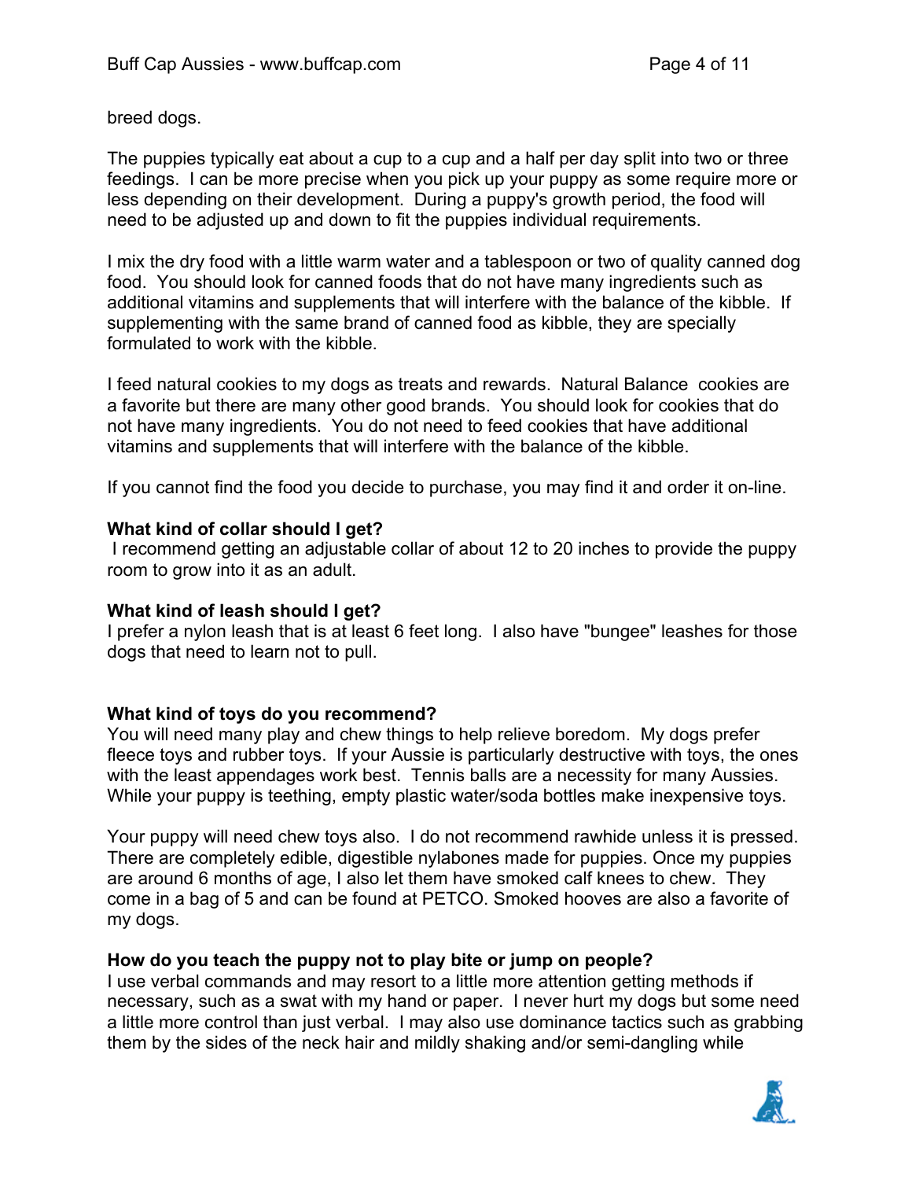breed dogs.

The puppies typically eat about a cup to a cup and a half per day split into two or three feedings. I can be more precise when you pick up your puppy as some require more or less depending on their development. During a puppy's growth period, the food will need to be adjusted up and down to fit the puppies individual requirements.

I mix the dry food with a little warm water and a tablespoon or two of quality canned dog food. You should look for canned foods that do not have many ingredients such as additional vitamins and supplements that will interfere with the balance of the kibble. If supplementing with the same brand of canned food as kibble, they are specially formulated to work with the kibble.

I feed natural cookies to my dogs as treats and rewards. Natural Balance cookies are a favorite but there are many other good brands. You should look for cookies that do not have many ingredients. You do not need to feed cookies that have additional vitamins and supplements that will interfere with the balance of the kibble.

If you cannot find the food you decide to purchase, you may find it and order it on-line.

**What kind of collar should I get?**
I recommend getting an adjustable collar of about 12 to 20 inches to provide the puppy room to grow into it as an adult.

**What kind of leash should I get?**
I prefer a nylon leash that is at least 6 feet long. I also have "bungee" leashes for those dogs that need to learn not to pull.

**What kind of toys do you recommend?**
You will need many play and chew things to help relieve boredom. My dogs prefer fleece toys and rubber toys. If your Aussie is particularly destructive with toys, the ones with the least appendages work best. Tennis balls are a necessity for many Aussies. While your puppy is teething, empty plastic water/soda bottles make inexpensive toys.

Your puppy will need chew toys also. I do not recommend rawhide unless it is pressed. There are completely edible, digestible nylabones made for puppies. Once my puppies are around 6 months of age, I also let them have smoked calf knees to chew. They come in a bag of 5 and can be found at PETCO. Smoked hooves are also a favorite of my dogs.

**How do you teach the puppy not to play bite or jump on people?**
I use verbal commands and may resort to a little more attention getting methods if necessary, such as a swat with my hand or paper. I never hurt my dogs but some need a little more control than just verbal. I may also use dominance tactics such as grabbing them by the sides of the neck hair and mildly shaking and/or semi-dangling while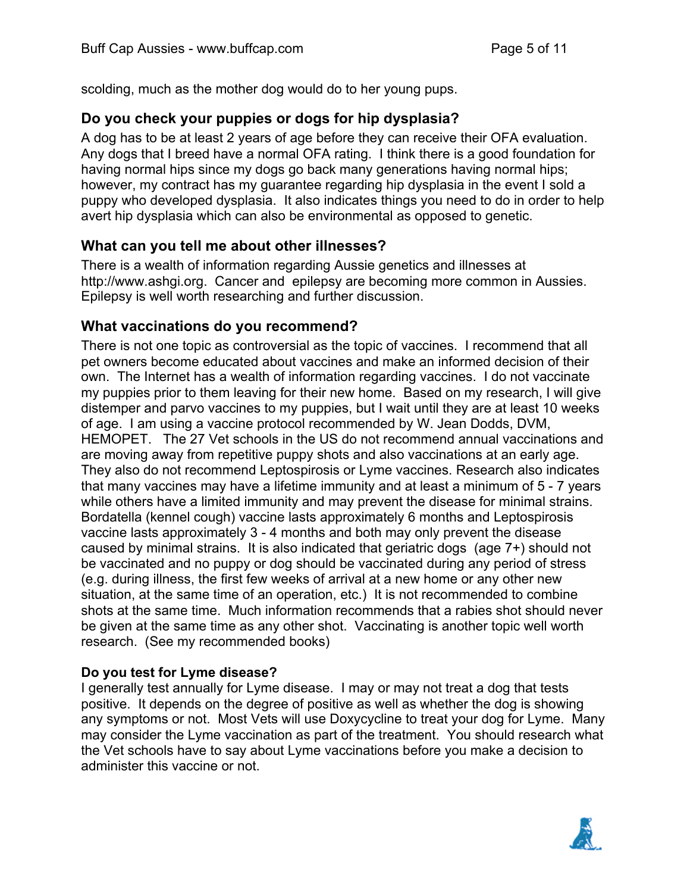scolding, much as the mother dog would do to her young pups.

## Do you check your puppies or dogs for hip dysplasia?

A dog has to be at least 2 years of age before they can receive their OFA evaluation. Any dogs that I breed have a normal OFA rating. I think there is a good foundation for having normal hips since my dogs go back many generations having normal hips; however, my contract has my guarantee regarding hip dysplasia in the event I sold a puppy who developed dysplasia. It also indicates things you need to do in order to help avert hip dysplasia which can also be environmental as opposed to genetic.

## What can you tell me about other illnesses?

There is a wealth of information regarding Aussie genetics and illnesses at http://www.ashgi.org. Cancer and epilepsy are becoming more common in Aussies. Epilepsy is well worth researching and further discussion.

## What vaccinations do you recommend?

There is not one topic as controversial as the topic of vaccines. I recommend that all pet owners become educated about vaccines and make an informed decision of their own. The Internet has a wealth of information regarding vaccines. I do not vaccinate my puppies prior to them leaving for their new home. Based on my research, I will give distemper and parvo vaccines to my puppies, but I wait until they are at least 10 weeks of age. I am using a vaccine protocol recommended by W. Jean Dodds, DVM, HEMOPET. The 27 Vet schools in the US do not recommend annual vaccinations and are moving away from repetitive puppy shots and also vaccinations at an early age. They also do not recommend Leptospirosis or Lyme vaccines. Research also indicates that many vaccines may have a lifetime immunity and at least a minimum of 5 - 7 years while others have a limited immunity and may prevent the disease for minimal strains. Bordatella (kennel cough) vaccine lasts approximately 6 months and Leptospirosis vaccine lasts approximately 3 - 4 months and both may only prevent the disease caused by minimal strains. It is also indicated that geriatric dogs (age 7+) should not be vaccinated and no puppy or dog should be vaccinated during any period of stress (e.g. during illness, the first few weeks of arrival at a new home or any other new situation, at the same time of an operation, etc.) It is not recommended to combine shots at the same time. Much information recommends that a rabies shot should never be given at the same time as any other shot. Vaccinating is another topic well worth research. (See my recommended books)

### Do you test for Lyme disease?

I generally test annually for Lyme disease. I may or may not treat a dog that tests positive. It depends on the degree of positive as well as whether the dog is showing any symptoms or not. Most Vets will use Doxycycline to treat your dog for Lyme. Many may consider the Lyme vaccination as part of the treatment. You should research what the Vet schools have to say about Lyme vaccinations before you make a decision to administer this vaccine or not.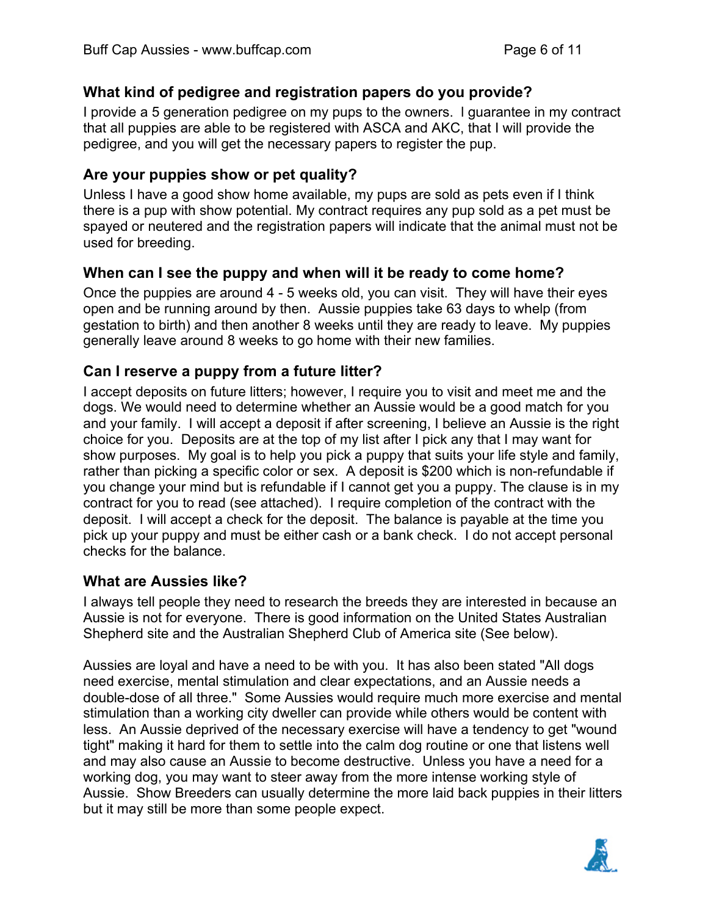### What kind of pedigree and registration papers do you provide?

I provide a 5 generation pedigree on my pups to the owners. I guarantee in my contract that all puppies are able to be registered with ASCA and AKC, that I will provide the pedigree, and you will get the necessary papers to register the pup.

### Are your puppies show or pet quality?

Unless I have a good show home available, my pups are sold as pets even if I think there is a pup with show potential. My contract requires any pup sold as a pet must be spayed or neutered and the registration papers will indicate that the animal must not be used for breeding.

### When can I see the puppy and when will it be ready to come home?

Once the puppies are around 4 - 5 weeks old, you can visit. They will have their eyes open and be running around by then. Aussie puppies take 63 days to whelp (from gestation to birth) and then another 8 weeks until they are ready to leave. My puppies generally leave around 8 weeks to go home with their new families.

### Can I reserve a puppy from a future litter?

I accept deposits on future litters; however, I require you to visit and meet me and the dogs. We would need to determine whether an Aussie would be a good match for you and your family. I will accept a deposit if after screening, I believe an Aussie is the right choice for you. Deposits are at the top of my list after I pick any that I may want for show purposes. My goal is to help you pick a puppy that suits your life style and family, rather than picking a specific color or sex. A deposit is $200 which is non-refundable if you change your mind but is refundable if I cannot get you a puppy. The clause is in my contract for you to read (see attached). I require completion of the contract with the deposit. I will accept a check for the deposit. The balance is payable at the time you pick up your puppy and must be either cash or a bank check. I do not accept personal checks for the balance.

### What are Aussies like?

I always tell people they need to research the breeds they are interested in because an Aussie is not for everyone. There is good information on the United States Australian Shepherd site and the Australian Shepherd Club of America site (See below).

Aussies are loyal and have a need to be with you. It has also been stated "All dogs need exercise, mental stimulation and clear expectations, and an Aussie needs a double-dose of all three." Some Aussies would require much more exercise and mental stimulation than a working city dweller can provide while others would be content with less. An Aussie deprived of the necessary exercise will have a tendency to get "wound tight" making it hard for them to settle into the calm dog routine or one that listens well and may also cause an Aussie to become destructive. Unless you have a need for a working dog, you may want to steer away from the more intense working style of Aussie. Show Breeders can usually determine the more laid back puppies in their litters but it may still be more than some people expect.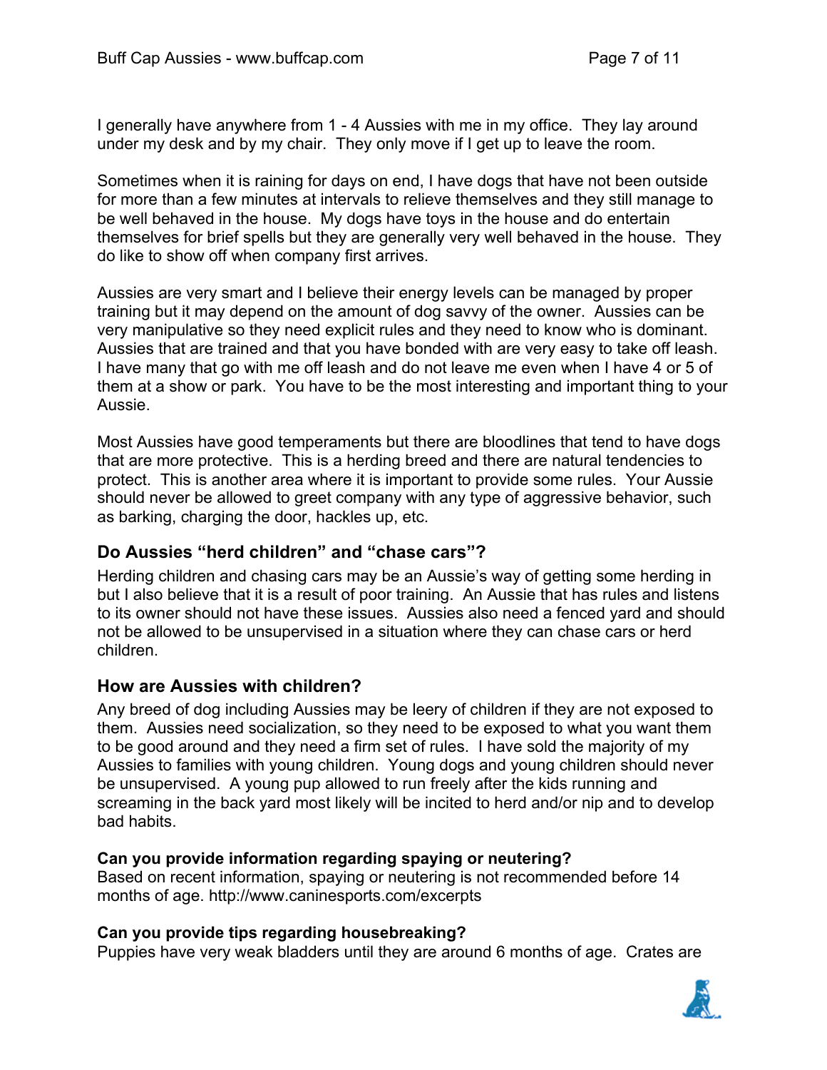I generally have anywhere from 1 - 4 Aussies with me in my office. They lay around under my desk and by my chair. They only move if I get up to leave the room.

Sometimes when it is raining for days on end, I have dogs that have not been outside for more than a few minutes at intervals to relieve themselves and they still manage to be well behaved in the house. My dogs have toys in the house and do entertain themselves for brief spells but they are generally very well behaved in the house. They do like to show off when company first arrives.

Aussies are very smart and I believe their energy levels can be managed by proper training but it may depend on the amount of dog savvy of the owner. Aussies can be very manipulative so they need explicit rules and they need to know who is dominant. Aussies that are trained and that you have bonded with are very easy to take off leash. I have many that go with me off leash and do not leave me even when I have 4 or 5 of them at a show or park. You have to be the most interesting and important thing to your Aussie.

Most Aussies have good temperaments but there are bloodlines that tend to have dogs that are more protective. This is a herding breed and there are natural tendencies to protect. This is another area where it is important to provide some rules. Your Aussie should never be allowed to greet company with any type of aggressive behavior, such as barking, charging the door, hackles up, etc.

## Do Aussies "herd children" and "chase cars"?

Herding children and chasing cars may be an Aussie's way of getting some herding in but I also believe that it is a result of poor training. An Aussie that has rules and listens to its owner should not have these issues. Aussies also need a fenced yard and should not be allowed to be unsupervised in a situation where they can chase cars or herd children.

## How are Aussies with children?

Any breed of dog including Aussies may be leery of children if they are not exposed to them. Aussies need socialization, so they need to be exposed to what you want them to be good around and they need a firm set of rules. I have sold the majority of my Aussies to families with young children. Young dogs and young children should never be unsupervised. A young pup allowed to run freely after the kids running and screaming in the back yard most likely will be incited to herd and/or nip and to develop bad habits.

### Can you provide information regarding spaying or neutering?

Based on recent information, spaying or neutering is not recommended before 14 months of age. http://www.caninesports.com/excerpts

### Can you provide tips regarding housebreaking?

Puppies have very weak bladders until they are around 6 months of age. Crates are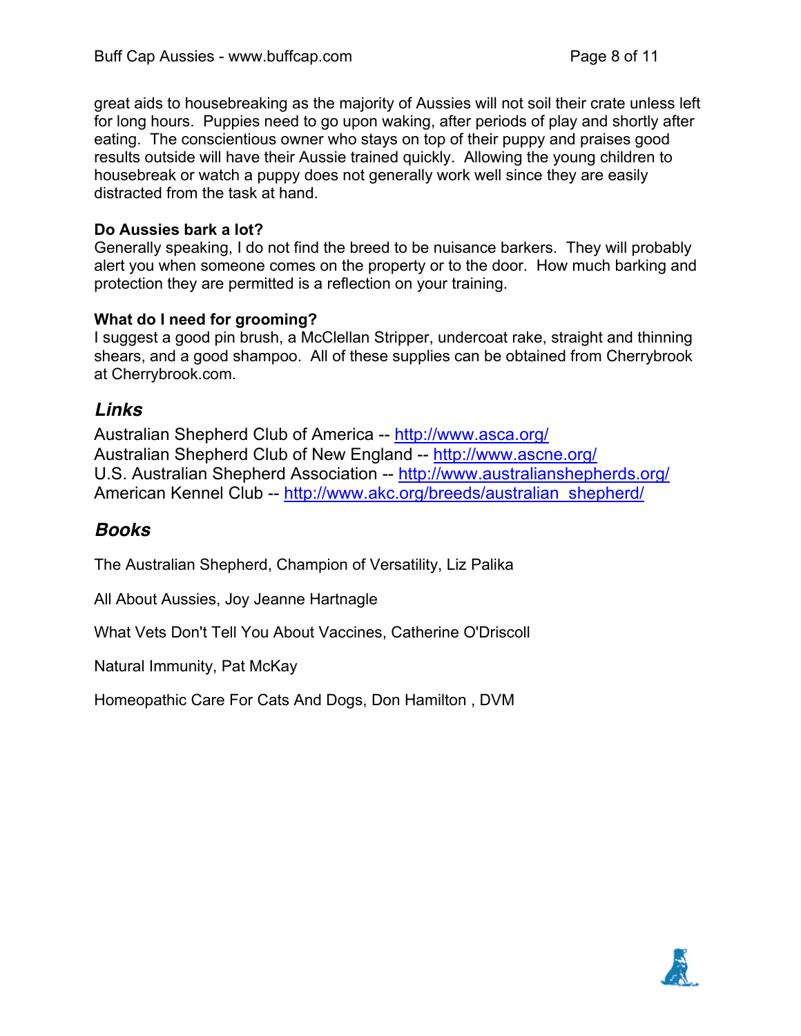great aids to housebreaking as the majority of Aussies will not soil their crate unless left for long hours. Puppies need to go upon waking, after periods of play and shortly after eating. The conscientious owner who stays on top of their puppy and praises good results outside will have their Aussie trained quickly. Allowing the young children to housebreak or watch a puppy does not generally work well since they are easily distracted from the task at hand.

**Do Aussies bark a lot?**
Generally speaking, I do not find the breed to be nuisance barkers. They will probably alert you when someone comes on the property or to the door. How much barking and protection they are permitted is a reflection on your training.

**What do I need for grooming?**
I suggest a good pin brush, a McClellan Stripper, undercoat rake, straight and thinning shears, and a good shampoo. All of these supplies can be obtained from Cherrybrook at Cherrybrook.com.

## *Links*

Australian Shepherd Club of America -- http://www.asca.org/
Australian Shepherd Club of New England -- http://www.ascne.org/
U.S. Australian Shepherd Association -- http://www.australianshepherds.org/
American Kennel Club -- http://www.akc.org/breeds/australian_shepherd/

## *Books*

The Australian Shepherd, Champion of Versatility, Liz Palika

All About Aussies, Joy Jeanne Hartnagle

What Vets Don't Tell You About Vaccines, Catherine O'Driscoll

Natural Immunity, Pat McKay

Homeopathic Care For Cats And Dogs, Don Hamilton , DVM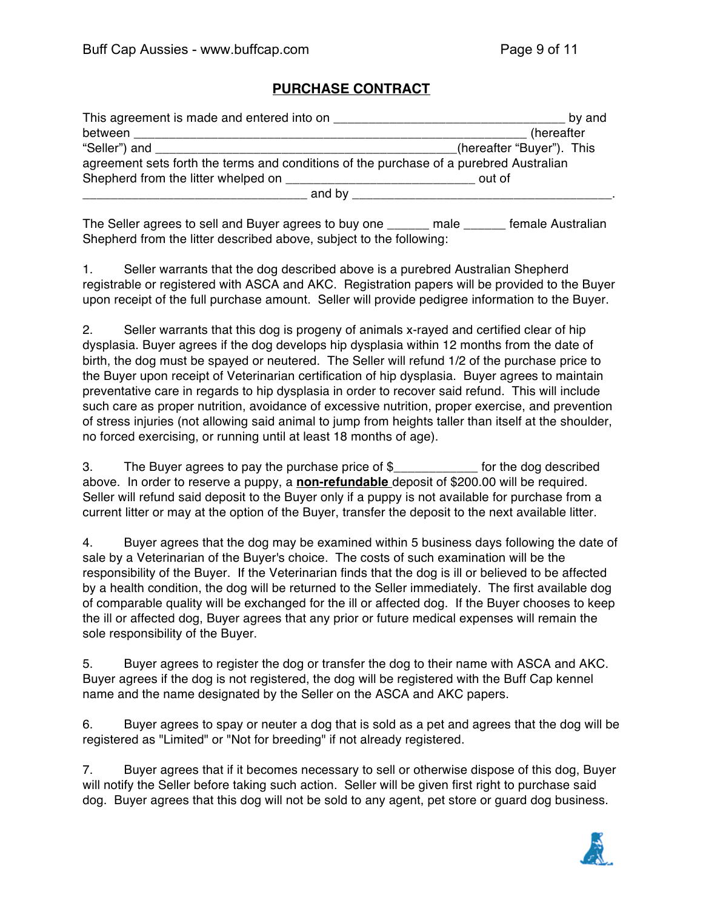# PURCHASE CONTRACT

This agreement is made and entered into on _________________________________ by and between ___________________________________________________________ (hereafter "Seller") and ____________________________________________(hereafter "Buyer"). This agreement sets forth the terms and conditions of the purchase of a purebred Australian Shepherd from the litter whelped on ___________________________ out of ________________________________ and by ______________________________________.

The Seller agrees to sell and Buyer agrees to buy one ______ male ______ female Australian Shepherd from the litter described above, subject to the following:

1. Seller warrants that the dog described above is a purebred Australian Shepherd registrable or registered with ASCA and AKC. Registration papers will be provided to the Buyer upon receipt of the full purchase amount. Seller will provide pedigree information to the Buyer.

2. Seller warrants that this dog is progeny of animals x-rayed and certified clear of hip dysplasia. Buyer agrees if the dog develops hip dysplasia within 12 months from the date of birth, the dog must be spayed or neutered. The Seller will refund 1/2 of the purchase price to the Buyer upon receipt of Veterinarian certification of hip dysplasia. Buyer agrees to maintain preventative care in regards to hip dysplasia in order to recover said refund. This will include such care as proper nutrition, avoidance of excessive nutrition, proper exercise, and prevention of stress injuries (not allowing said animal to jump from heights taller than itself at the shoulder, no forced exercising, or running until at least 18 months of age).

3. The Buyer agrees to pay the purchase price of $____________ for the dog described above. In order to reserve a puppy, a **non-refundable** deposit of $200.00 will be required. Seller will refund said deposit to the Buyer only if a puppy is not available for purchase from a current litter or may at the option of the Buyer, transfer the deposit to the next available litter.

4. Buyer agrees that the dog may be examined within 5 business days following the date of sale by a Veterinarian of the Buyer's choice. The costs of such examination will be the responsibility of the Buyer. If the Veterinarian finds that the dog is ill or believed to be affected by a health condition, the dog will be returned to the Seller immediately. The first available dog of comparable quality will be exchanged for the ill or affected dog. If the Buyer chooses to keep the ill or affected dog, Buyer agrees that any prior or future medical expenses will remain the sole responsibility of the Buyer.

5. Buyer agrees to register the dog or transfer the dog to their name with ASCA and AKC. Buyer agrees if the dog is not registered, the dog will be registered with the Buff Cap kennel name and the name designated by the Seller on the ASCA and AKC papers.

6. Buyer agrees to spay or neuter a dog that is sold as a pet and agrees that the dog will be registered as "Limited" or "Not for breeding" if not already registered.

7. Buyer agrees that if it becomes necessary to sell or otherwise dispose of this dog, Buyer will notify the Seller before taking such action. Seller will be given first right to purchase said dog. Buyer agrees that this dog will not be sold to any agent, pet store or guard dog business.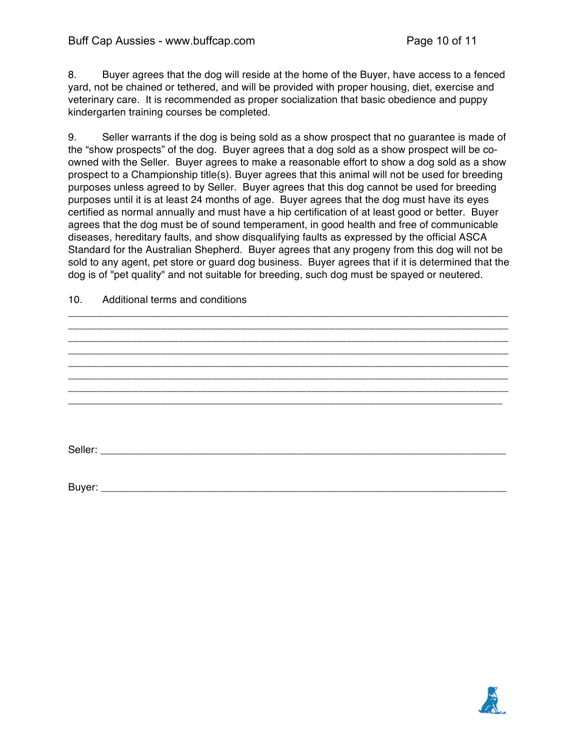8. Buyer agrees that the dog will reside at the home of the Buyer, have access to a fenced yard, not be chained or tethered, and will be provided with proper housing, diet, exercise and veterinary care. It is recommended as proper socialization that basic obedience and puppy kindergarten training courses be completed.

9. Seller warrants if the dog is being sold as a show prospect that no guarantee is made of the "show prospects" of the dog. Buyer agrees that a dog sold as a show prospect will be co-owned with the Seller. Buyer agrees to make a reasonable effort to show a dog sold as a show prospect to a Championship title(s). Buyer agrees that this animal will not be used for breeding purposes unless agreed to by Seller. Buyer agrees that this dog cannot be used for breeding purposes until it is at least 24 months of age. Buyer agrees that the dog must have its eyes certified as normal annually and must have a hip certification of at least good or better. Buyer agrees that the dog must be of sound temperament, in good health and free of communicable diseases, hereditary faults, and show disqualifying faults as expressed by the official ASCA Standard for the Australian Shepherd. Buyer agrees that any progeny from this dog will not be sold to any agent, pet store or guard dog business. Buyer agrees that if it is determined that the dog is of "pet quality" and not suitable for breeding, such dog must be spayed or neutered.

10. Additional terms and conditions

_____________________________________________________________________________
_____________________________________________________________________________
_____________________________________________________________________________
_____________________________________________________________________________
_____________________________________________________________________________
_____________________________________________________________________________
_____________________________________________________________________________
_____________________________________________________________________________

Seller: ______________________________________________________________________

Buyer: ______________________________________________________________________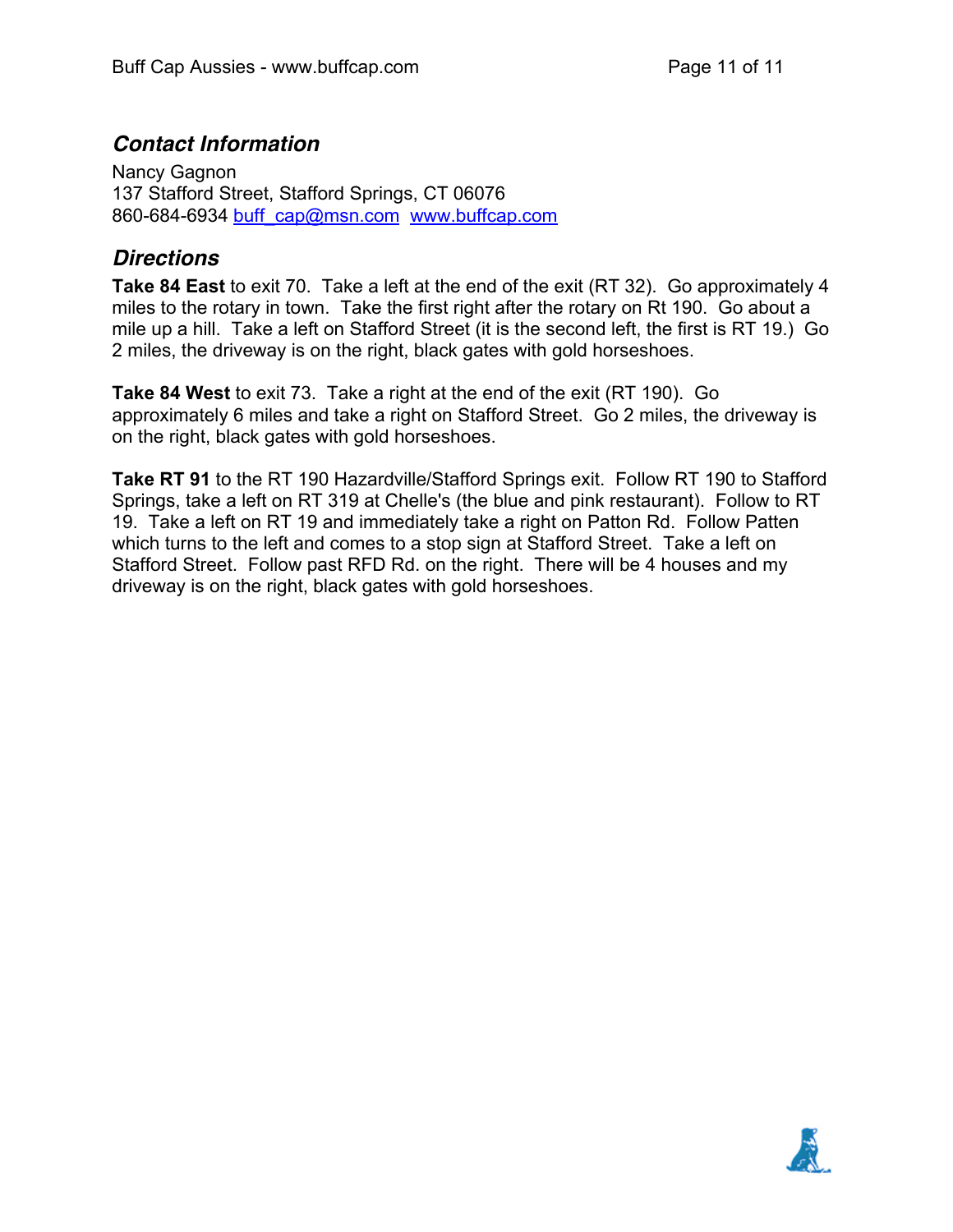## *Contact Information*

Nancy Gagnon
137 Stafford Street, Stafford Springs, CT 06076
860-684-6934 buff_cap@msn.com www.buffcap.com

## *Directions*

**Take 84 East** to exit 70. Take a left at the end of the exit (RT 32). Go approximately 4 miles to the rotary in town. Take the first right after the rotary on Rt 190. Go about a mile up a hill. Take a left on Stafford Street (it is the second left, the first is RT 19.) Go 2 miles, the driveway is on the right, black gates with gold horseshoes.

**Take 84 West** to exit 73. Take a right at the end of the exit (RT 190). Go approximately 6 miles and take a right on Stafford Street. Go 2 miles, the driveway is on the right, black gates with gold horseshoes.

**Take RT 91** to the RT 190 Hazardville/Stafford Springs exit. Follow RT 190 to Stafford Springs, take a left on RT 319 at Chelle's (the blue and pink restaurant). Follow to RT 19. Take a left on RT 19 and immediately take a right on Patton Rd. Follow Patten which turns to the left and comes to a stop sign at Stafford Street. Take a left on Stafford Street. Follow past RFD Rd. on the right. There will be 4 houses and my driveway is on the right, black gates with gold horseshoes.